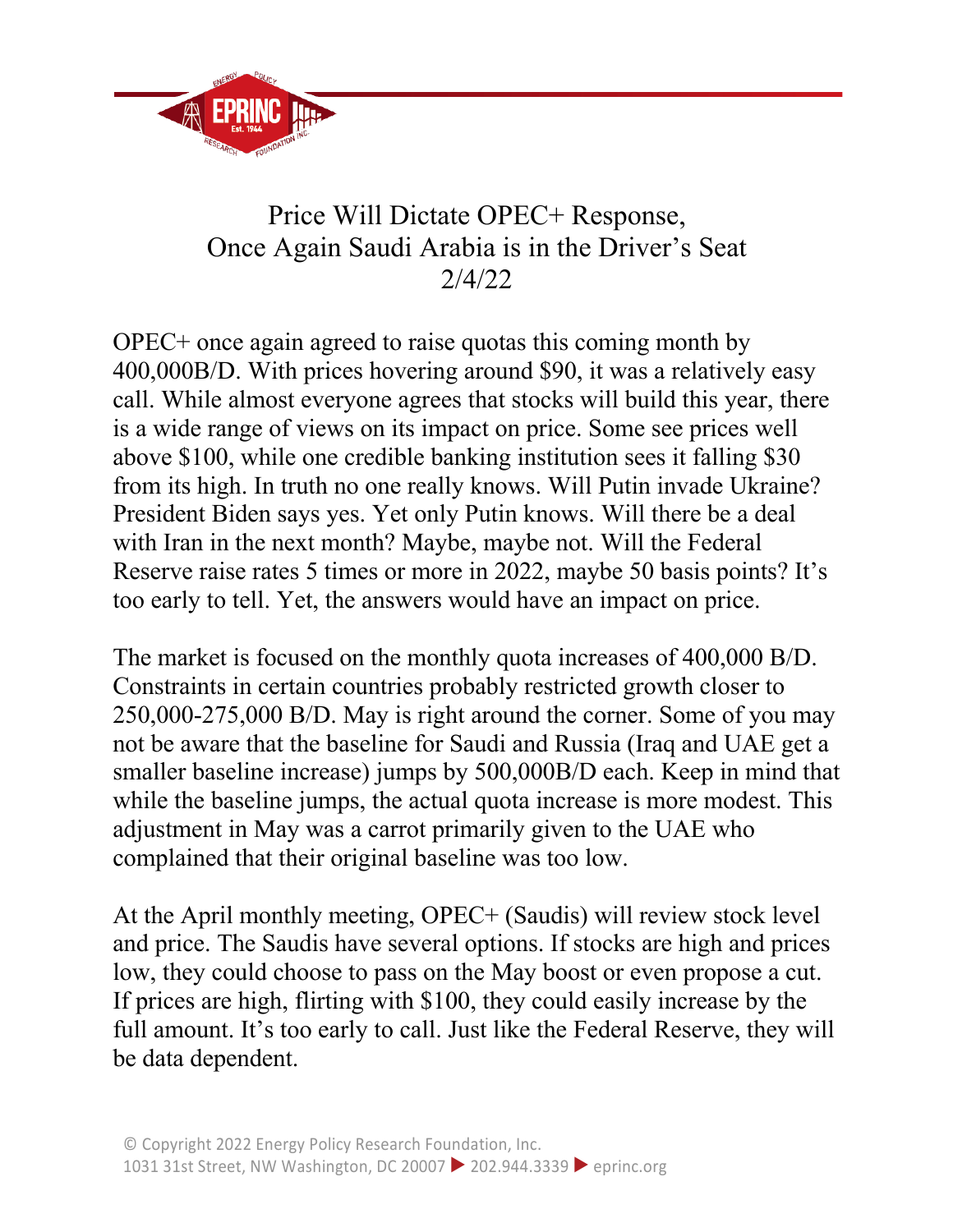# Price Will Dictate OPEC+ Response, Once Again Saudi Arabia is in the Driver's Seat

2/4/22

OPEC+ once again agreed to raise quotas this coming month by 400,000B/D. With prices hovering around $90, it was a relatively easy call. While almost everyone agrees that stocks will build this year, there is a wide range of views on its impact on price. Some see prices well above $100, while one credible banking institution sees it falling $30 from its high. In truth no one really knows. Will Putin invade Ukraine? President Biden says yes. Yet only Putin knows. Will there be a deal with Iran in the next month? Maybe, maybe not. Will the Federal Reserve raise rates 5 times or more in 2022, maybe 50 basis points? It's too early to tell. Yet, the answers would have an impact on price.

The market is focused on the monthly quota increases of 400,000 B/D. Constraints in certain countries probably restricted growth closer to 250,000-275,000 B/D. May is right around the corner. Some of you may not be aware that the baseline for Saudi and Russia (Iraq and UAE get a smaller baseline increase) jumps by 500,000B/D each. Keep in mind that while the baseline jumps, the actual quota increase is more modest. This adjustment in May was a carrot primarily given to the UAE who complained that their original baseline was too low.

At the April monthly meeting, OPEC+ (Saudis) will review stock level and price. The Saudis have several options. If stocks are high and prices low, they could choose to pass on the May boost or even propose a cut. If prices are high, flirting with $100, they could easily increase by the full amount. It's too early to call. Just like the Federal Reserve, they will be data dependent.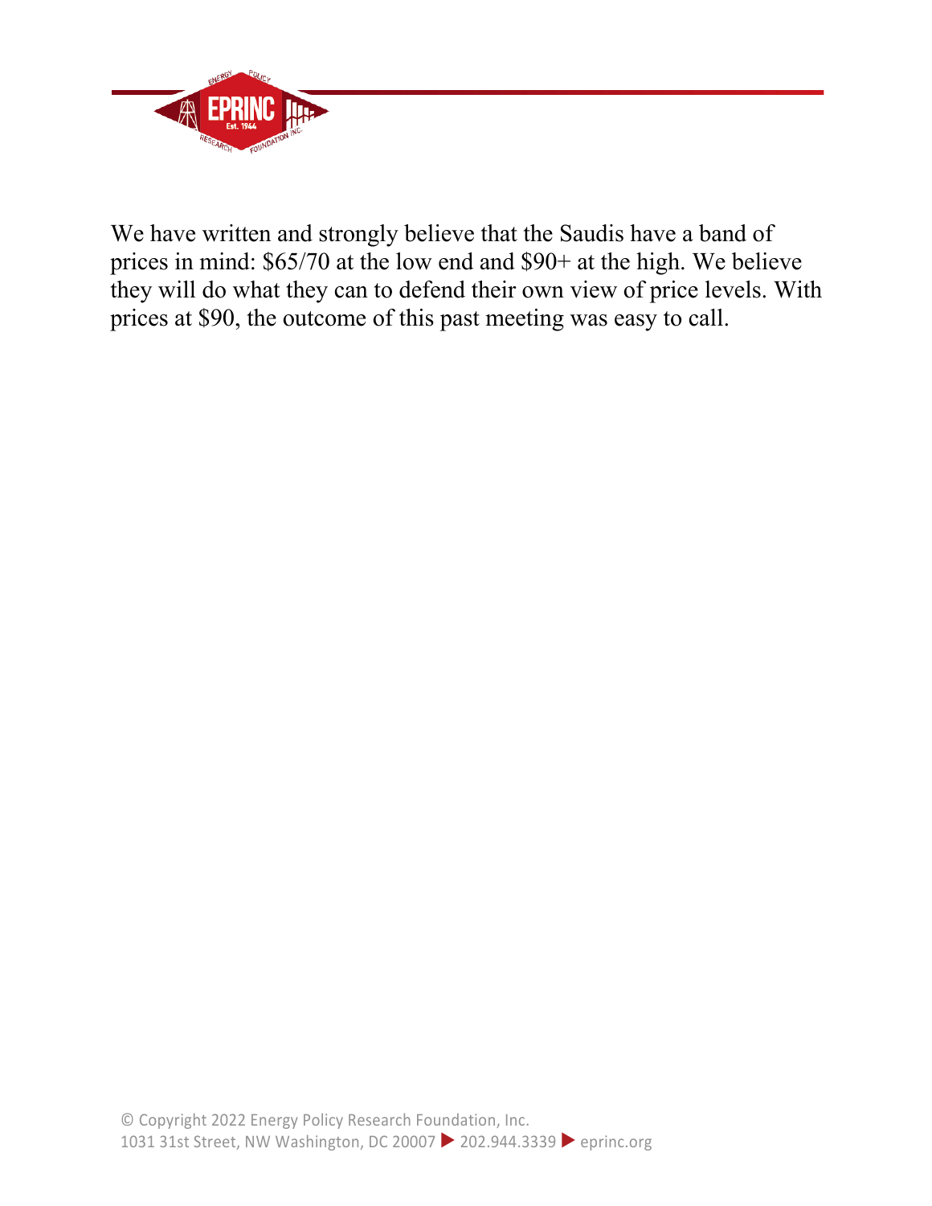We have written and strongly believe that the Saudis have a band of prices in mind: $65/70 at the low end and $90+ at the high. We believe they will do what they can to defend their own view of price levels. With prices at $90, the outcome of this past meeting was easy to call.